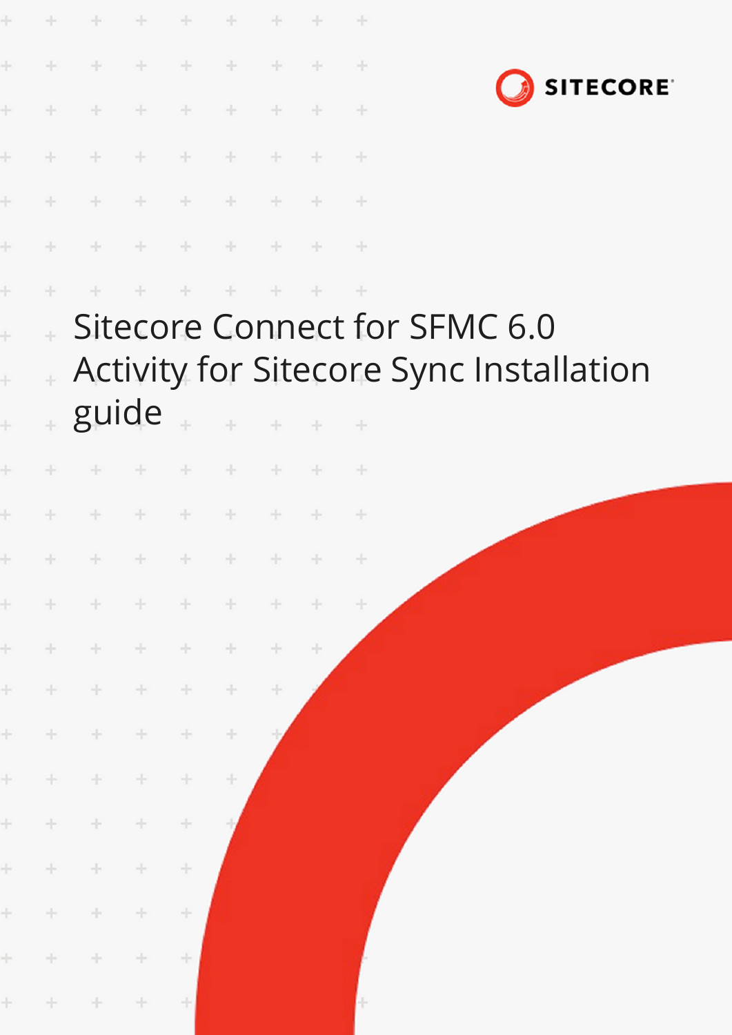# Sitecore Connect for SFMC 6.0 Activity for Sitecore Sync Installation guide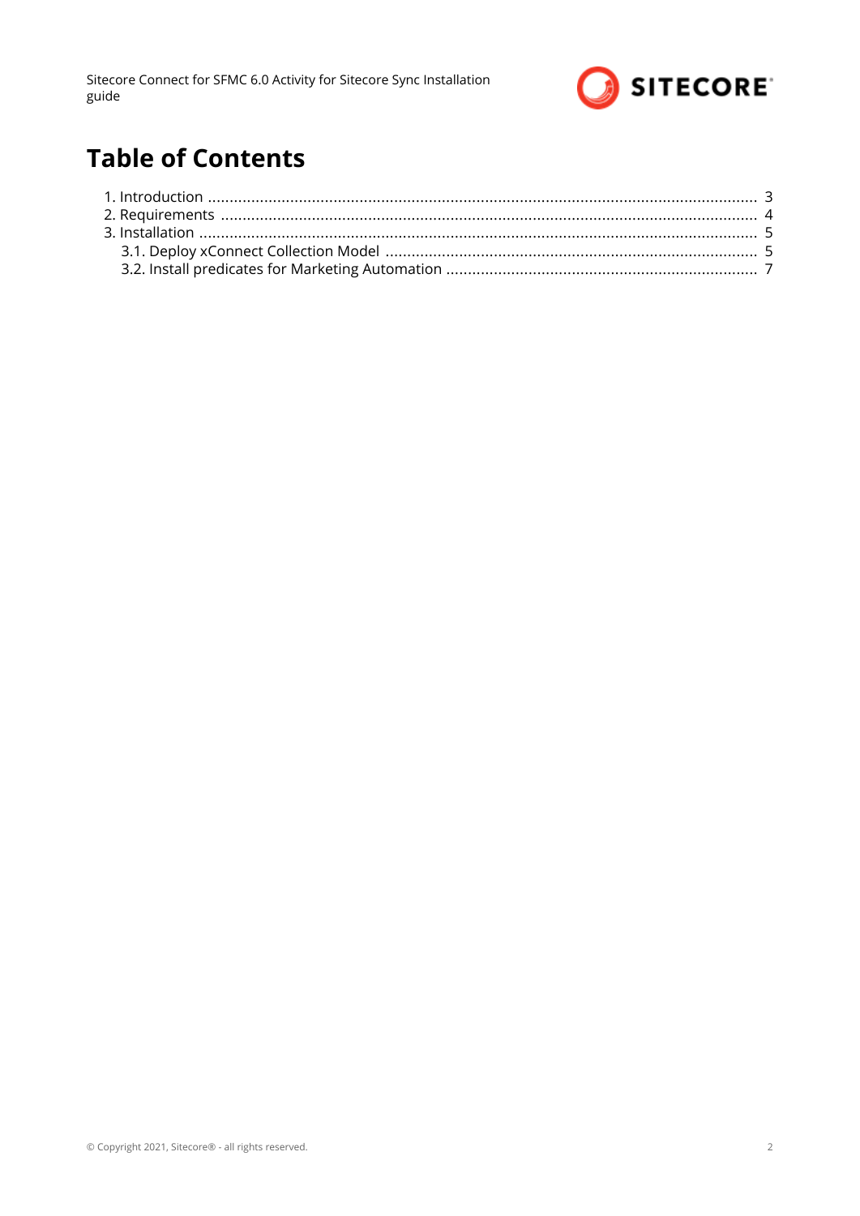# Table of Contents

1. Introduction ..... 3
2. Requirements ..... 4
3. Installation ..... 5
   3.1. Deploy xConnect Collection Model ..... 5
   3.2. Install predicates for Marketing Automation ..... 7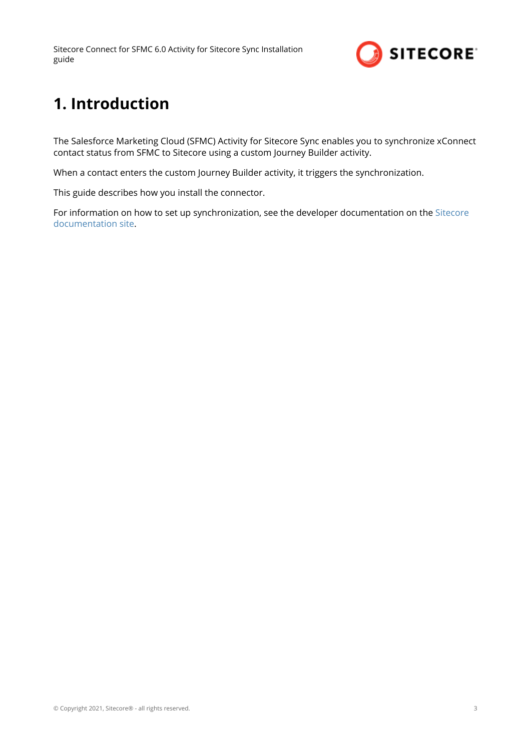# 1. Introduction

The Salesforce Marketing Cloud (SFMC) Activity for Sitecore Sync enables you to synchronize xConnect contact status from SFMC to Sitecore using a custom Journey Builder activity.

When a contact enters the custom Journey Builder activity, it triggers the synchronization.

This guide describes how you install the connector.

For information on how to set up synchronization, see the developer documentation on the Sitecore documentation site.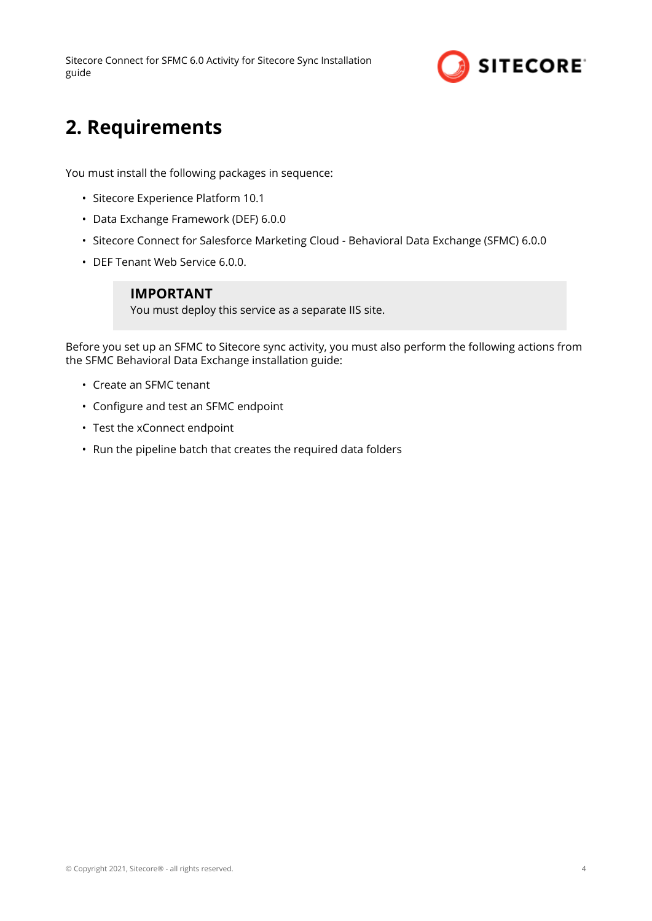# 2. Requirements

You must install the following packages in sequence:

- Sitecore Experience Platform 10.1
- Data Exchange Framework (DEF) 6.0.0
- Sitecore Connect for Salesforce Marketing Cloud - Behavioral Data Exchange (SFMC) 6.0.0
- DEF Tenant Web Service 6.0.0.

> **IMPORTANT**
> You must deploy this service as a separate IIS site.

Before you set up an SFMC to Sitecore sync activity, you must also perform the following actions from the SFMC Behavioral Data Exchange installation guide:

- Create an SFMC tenant
- Configure and test an SFMC endpoint
- Test the xConnect endpoint
- Run the pipeline batch that creates the required data folders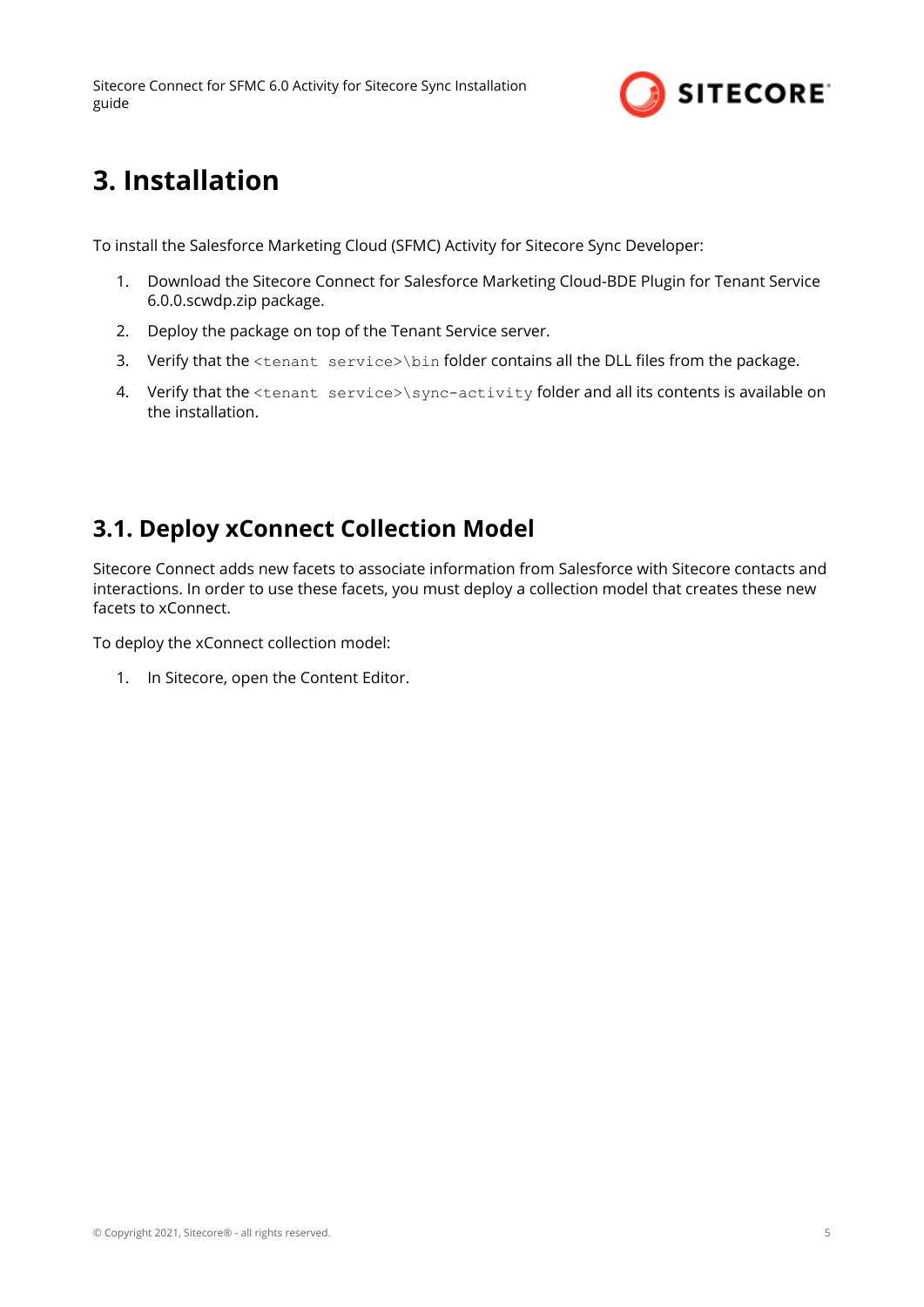# 3. Installation

To install the Salesforce Marketing Cloud (SFMC) Activity for Sitecore Sync Developer:

1. Download the Sitecore Connect for Salesforce Marketing Cloud-BDE Plugin for Tenant Service 6.0.0.scwdp.zip package.
2. Deploy the package on top of the Tenant Service server.
3. Verify that the `<tenant service>\bin` folder contains all the DLL files from the package.
4. Verify that the `<tenant service>\sync-activity` folder and all its contents is available on the installation.

## 3.1. Deploy xConnect Collection Model

Sitecore Connect adds new facets to associate information from Salesforce with Sitecore contacts and interactions. In order to use these facets, you must deploy a collection model that creates these new facets to xConnect.

To deploy the xConnect collection model:

1. In Sitecore, open the Content Editor.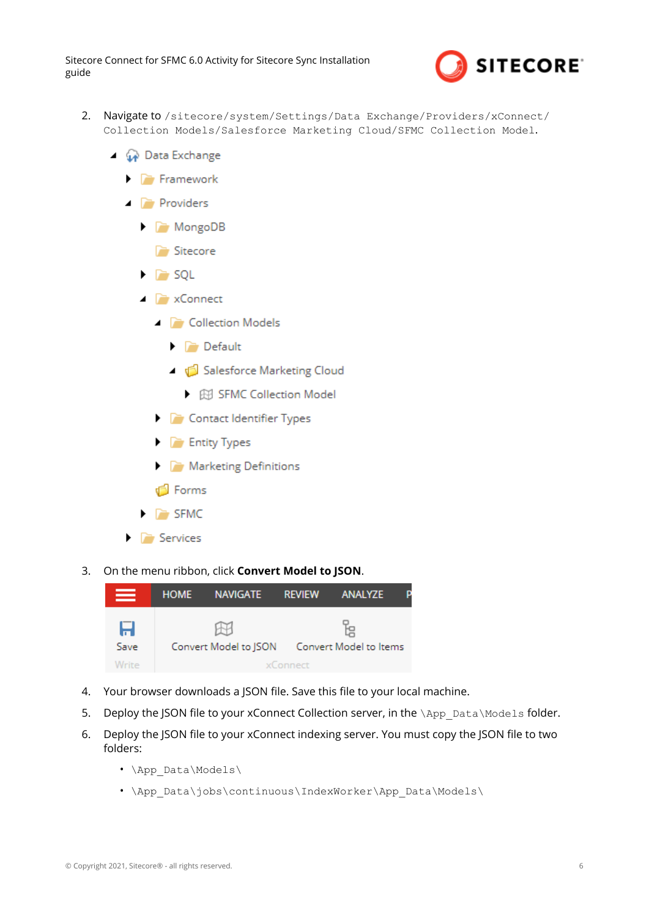2. Navigate to `/sitecore/system/Settings/Data Exchange/Providers/xConnect/Collection Models/Salesforce Marketing Cloud/SFMC Collection Model`.

3. On the menu ribbon, click **Convert Model to JSON**.

4. Your browser downloads a JSON file. Save this file to your local machine.

5. Deploy the JSON file to your xConnect Collection server, in the `\App_Data\Models` folder.

6. Deploy the JSON file to your xConnect indexing server. You must copy the JSON file to two folders:

   - `\App_Data\Models\`
   - `\App_Data\jobs\continuous\IndexWorker\App_Data\Models\`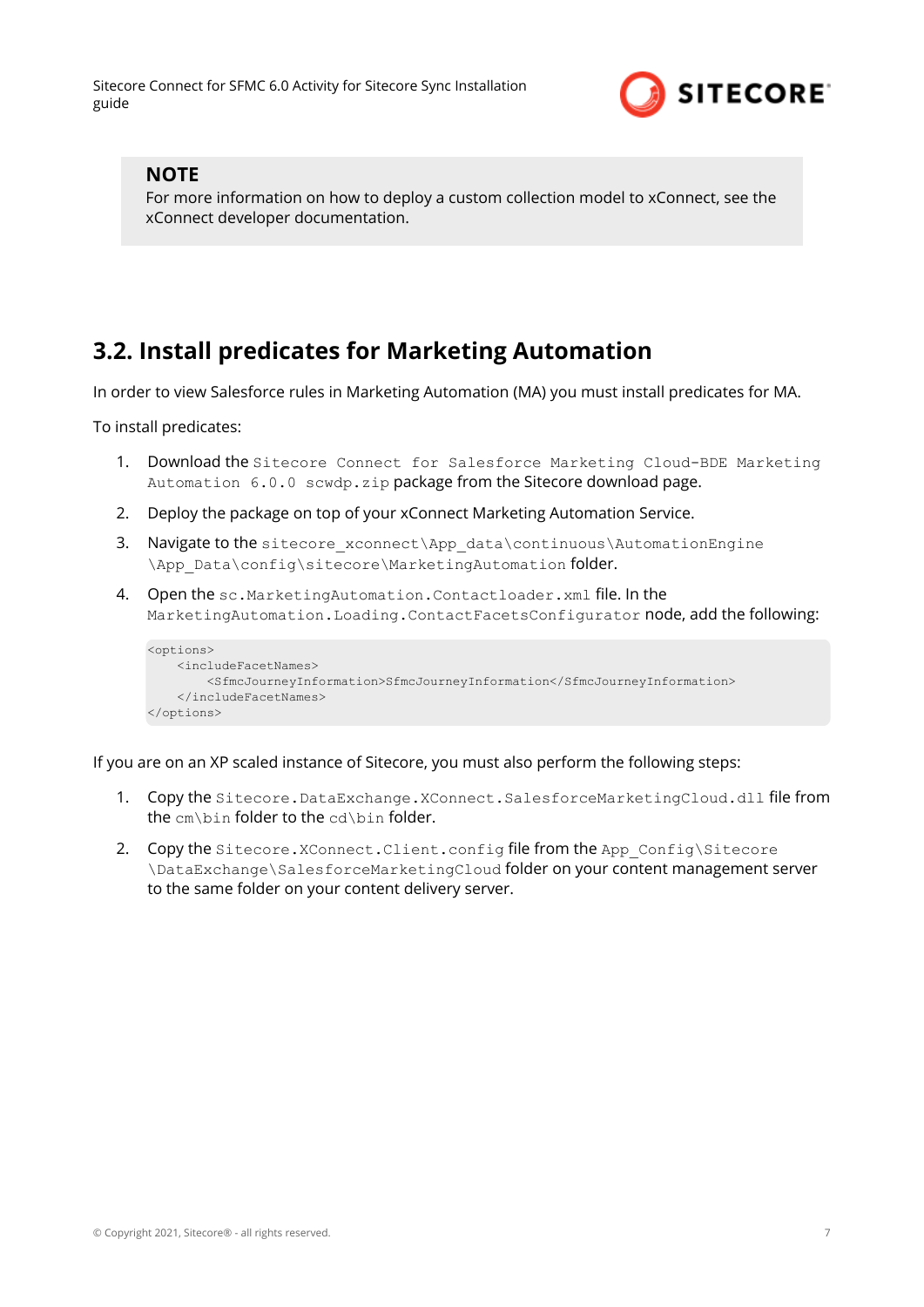> **NOTE**
> For more information on how to deploy a custom collection model to xConnect, see the xConnect developer documentation.

## 3.2. Install predicates for Marketing Automation

In order to view Salesforce rules in Marketing Automation (MA) you must install predicates for MA.

To install predicates:

1. Download the `Sitecore Connect for Salesforce Marketing Cloud-BDE Marketing Automation 6.0.0 scwdp.zip` package from the Sitecore download page.
2. Deploy the package on top of your xConnect Marketing Automation Service.
3. Navigate to the `sitecore_xconnect\App_data\continuous\AutomationEngine\App_Data\config\sitecore\MarketingAutomation` folder.
4. Open the `sc.MarketingAutomation.Contactloader.xml` file. In the `MarketingAutomation.Loading.ContactFacetsConfigurator` node, add the following:

```
<options>
    <includeFacetNames>
        <SfmcJourneyInformation>SfmcJourneyInformation</SfmcJourneyInformation>
    </includeFacetNames>
</options>
```

If you are on an XP scaled instance of Sitecore, you must also perform the following steps:

1. Copy the `Sitecore.DataExchange.XConnect.SalesforceMarketingCloud.dll` file from the `cm\bin` folder to the `cd\bin` folder.
2. Copy the `Sitecore.XConnect.Client.config` file from the `App_Config\Sitecore\DataExchange\SalesforceMarketingCloud` folder on your content management server to the same folder on your content delivery server.